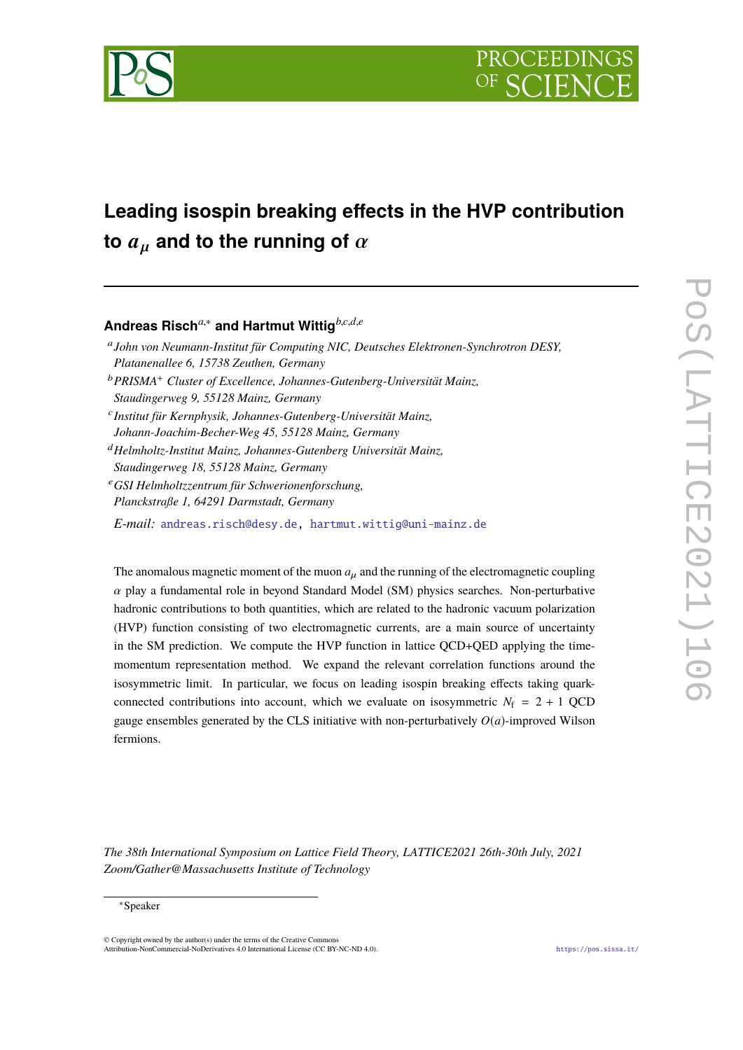# Leading isospin breaking effects in the HVP contribution to $a_\mu$ and to the running of $\alpha$

**Andreas Risch**[a,*] **and Hartmut Wittig**[b,c,d,e]

[a] *John von Neumann-Institut für Computing NIC, Deutsches Elektronen-Synchrotron DESY, Platanenallee 6, 15738 Zeuthen, Germany*

[b] *PRISMA+ Cluster of Excellence, Johannes-Gutenberg-Universität Mainz, Staudingerweg 9, 55128 Mainz, Germany*

[c] *Institut für Kernphysik, Johannes-Gutenberg-Universität Mainz, Johann-Joachim-Becher-Weg 45, 55128 Mainz, Germany*

[d] *Helmholtz-Institut Mainz, Johannes-Gutenberg Universität Mainz, Staudingerweg 18, 55128 Mainz, Germany*

[e] *GSI Helmholtzzentrum für Schwerionenforschung, Planckstraße 1, 64291 Darmstadt, Germany*

*E-mail:* andreas.risch@desy.de, hartmut.wittig@uni-mainz.de

The anomalous magnetic moment of the muon $a_\mu$ and the running of the electromagnetic coupling $\alpha$ play a fundamental role in beyond Standard Model (SM) physics searches. Non-perturbative hadronic contributions to both quantities, which are related to the hadronic vacuum polarization (HVP) function consisting of two electromagnetic currents, are a main source of uncertainty in the SM prediction. We compute the HVP function in lattice QCD+QED applying the time-momentum representation method. We expand the relevant correlation functions around the isosymmetric limit. In particular, we focus on leading isospin breaking effects taking quark-connected contributions into account, which we evaluate on isosymmetric $N_\mathrm{f} = 2 + 1$ QCD gauge ensembles generated by the CLS initiative with non-perturbatively $O(a)$-improved Wilson fermions.

*The 38th International Symposium on Lattice Field Theory, LATTICE2021 26th-30th July, 2021 Zoom/Gather@Massachusetts Institute of Technology*

*Speaker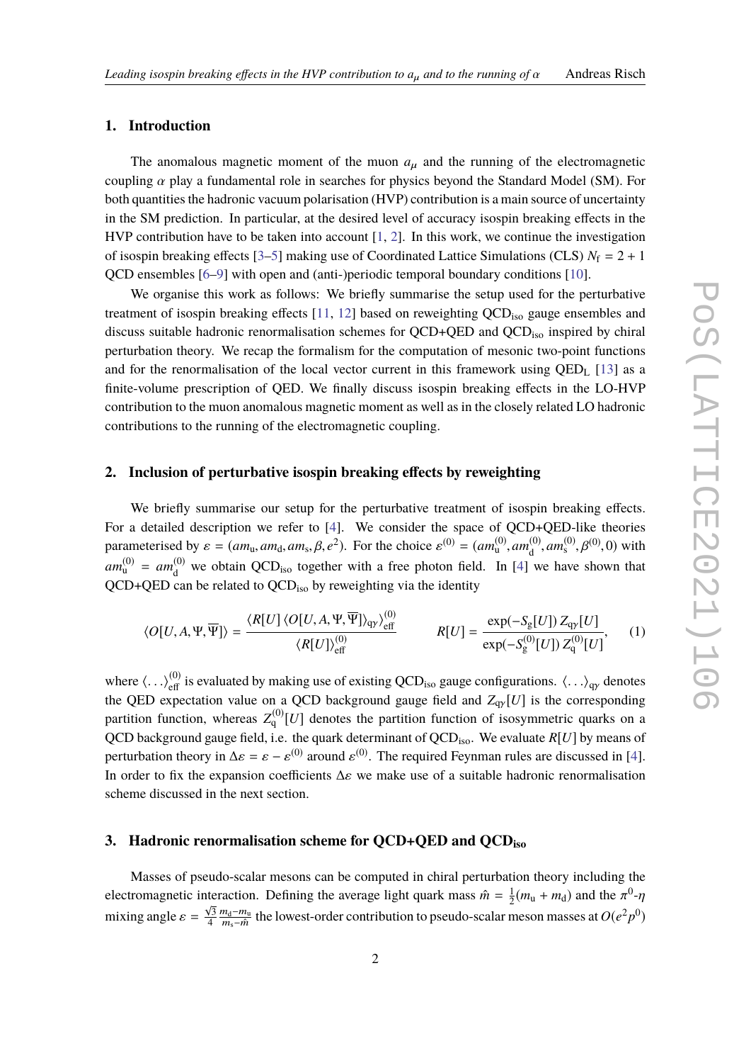## 1. Introduction

The anomalous magnetic moment of the muon $a_\mu$ and the running of the electromagnetic coupling $\alpha$ play a fundamental role in searches for physics beyond the Standard Model (SM). For both quantities the hadronic vacuum polarisation (HVP) contribution is a main source of uncertainty in the SM prediction. In particular, at the desired level of accuracy isospin breaking effects in the HVP contribution have to be taken into account [1, 2]. In this work, we continue the investigation of isospin breaking effects [3–5] making use of Coordinated Lattice Simulations (CLS) $N_\mathrm{f} = 2 + 1$ QCD ensembles [6–9] with open and (anti-)periodic temporal boundary conditions [10].

We organise this work as follows: We briefly summarise the setup used for the perturbative treatment of isospin breaking effects [11, 12] based on reweighting $\mathrm{QCD_{iso}}$ gauge ensembles and discuss suitable hadronic renormalisation schemes for QCD+QED and $\mathrm{QCD_{iso}}$ inspired by chiral perturbation theory. We recap the formalism for the computation of mesonic two-point functions and for the renormalisation of the local vector current in this framework using $\mathrm{QED_L}$ [13] as a finite-volume prescription of QED. We finally discuss isospin breaking effects in the LO-HVP contribution to the muon anomalous magnetic moment as well as in the closely related LO hadronic contributions to the running of the electromagnetic coupling.

## 2. Inclusion of perturbative isospin breaking effects by reweighting

We briefly summarise our setup for the perturbative treatment of isospin breaking effects. For a detailed description we refer to [4]. We consider the space of QCD+QED-like theories parameterised by $\varepsilon = (am_\mathrm{u}, am_\mathrm{d}, am_\mathrm{s}, \beta, e^2)$. For the choice $\varepsilon^{(0)} = (am_\mathrm{u}^{(0)}, am_\mathrm{d}^{(0)}, am_\mathrm{s}^{(0)}, \beta^{(0)}, 0)$ with $am_\mathrm{u}^{(0)} = am_\mathrm{d}^{(0)}$ we obtain $\mathrm{QCD_{iso}}$ together with a free photon field. In [4] we have shown that QCD+QED can be related to $\mathrm{QCD_{iso}}$ by reweighting via the identity

$$
\langle O[U, A, \Psi, \overline{\Psi}]\rangle = \frac{\langle R[U]\, \langle O[U, A, \Psi, \overline{\Psi}]\rangle_{\mathrm{q}\gamma}\rangle_{\mathrm{eff}}^{(0)}}{\langle R[U]\rangle_{\mathrm{eff}}^{(0)}} \qquad R[U] = \frac{\exp(-S_\mathrm{g}[U])\, Z_{\mathrm{q}\gamma}[U]}{\exp(-S_\mathrm{g}^{(0)}[U])\, Z_\mathrm{q}^{(0)}[U]}, \tag{1}
$$

where $\langle \ldots \rangle_{\mathrm{eff}}^{(0)}$ is evaluated by making use of existing $\mathrm{QCD_{iso}}$ gauge configurations. $\langle \ldots \rangle_{\mathrm{q}\gamma}$ denotes the QED expectation value on a QCD background gauge field and $Z_{\mathrm{q}\gamma}[U]$ is the corresponding partition function, whereas $Z_\mathrm{q}^{(0)}[U]$ denotes the partition function of isosymmetric quarks on a QCD background gauge field, i.e. the quark determinant of $\mathrm{QCD_{iso}}$. We evaluate $R[U]$ by means of perturbation theory in $\Delta\varepsilon = \varepsilon - \varepsilon^{(0)}$ around $\varepsilon^{(0)}$. The required Feynman rules are discussed in [4]. In order to fix the expansion coefficients $\Delta\varepsilon$ we make use of a suitable hadronic renormalisation scheme discussed in the next section.

## 3. Hadronic renormalisation scheme for QCD+QED and $\mathrm{QCD_{iso}}$

Masses of pseudo-scalar mesons can be computed in chiral perturbation theory including the electromagnetic interaction. Defining the average light quark mass $\hat{m} = \frac{1}{2}(m_\mathrm{u} + m_\mathrm{d})$ and the $\pi^0$-$\eta$ mixing angle $\varepsilon = \frac{\sqrt{3}}{4}\frac{m_\mathrm{d} - m_\mathrm{u}}{m_\mathrm{s} - \hat{m}}$ the lowest-order contribution to pseudo-scalar meson masses at $O(e^2 p^0)$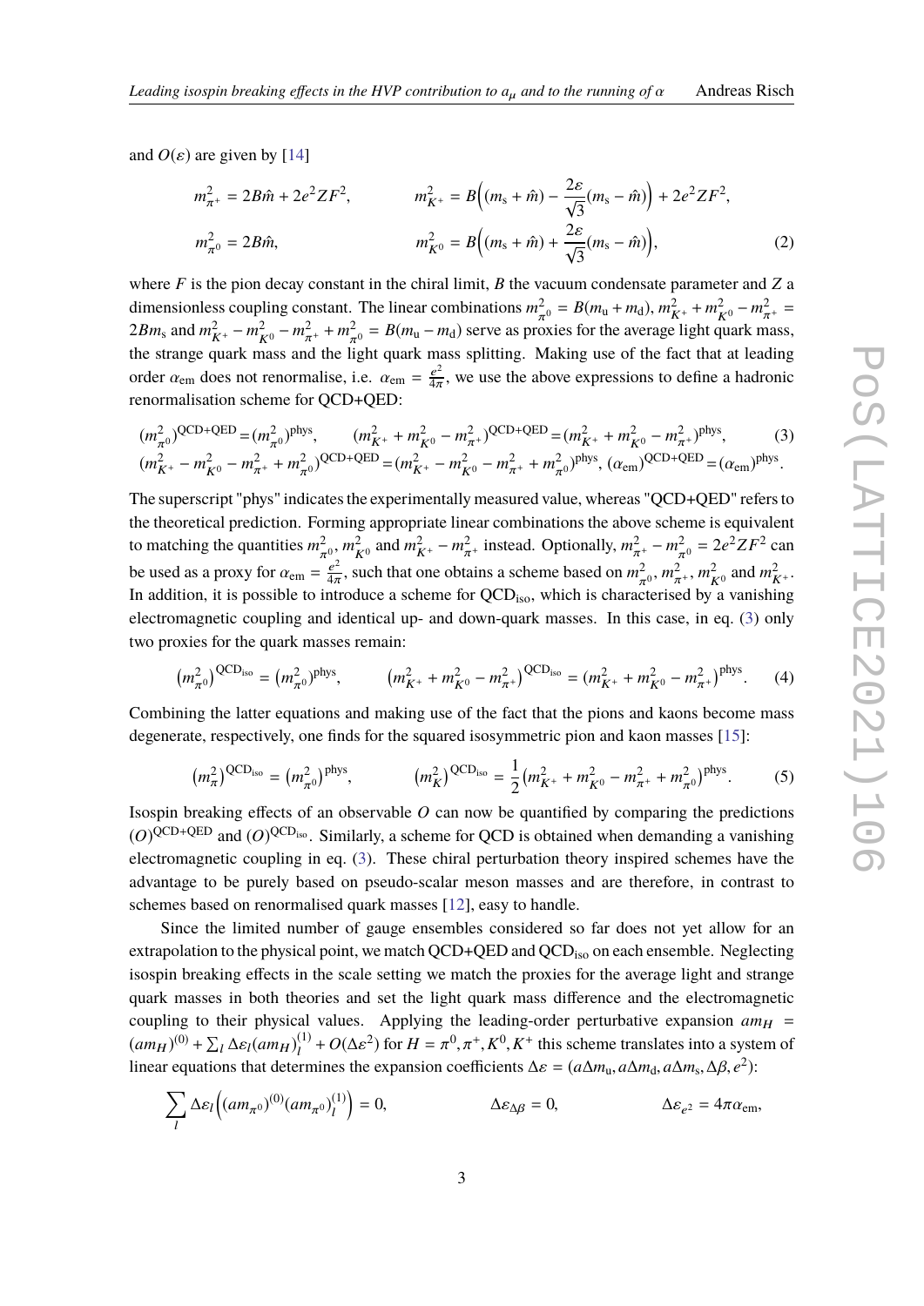and $O(\varepsilon)$ are given by [14]

$$
\begin{aligned}
m_{\pi^+}^2 &= 2B\hat{m} + 2e^2 ZF^2, \qquad & m_{K^+}^2 &= B\Big((m_s + \hat{m}) - \frac{2\varepsilon}{\sqrt{3}}(m_s - \hat{m})\Big) + 2e^2 ZF^2, \\
m_{\pi^0}^2 &= 2B\hat{m}, \qquad & m_{K^0}^2 &= B\Big((m_s + \hat{m}) + \frac{2\varepsilon}{\sqrt{3}}(m_s - \hat{m})\Big),
\end{aligned} \tag{2}
$$

where $F$ is the pion decay constant in the chiral limit, $B$ the vacuum condensate parameter and $Z$ a dimensionless coupling constant. The linear combinations $m_{\pi^0}^2 = B(m_u + m_d)$, $m_{K^+}^2 + m_{K^0}^2 - m_{\pi^+}^2 = 2Bm_s$ and $m_{K^+}^2 - m_{K^0}^2 - m_{\pi^+}^2 + m_{\pi^0}^2 = B(m_u - m_d)$ serve as proxies for the average light quark mass, the strange quark mass and the light quark mass splitting. Making use of the fact that at leading order $\alpha_{em}$ does not renormalise, i.e. $\alpha_{em} = \frac{e^2}{4\pi}$, we use the above expressions to define a hadronic renormalisation scheme for QCD+QED:

$$
\begin{aligned}
&(m_{\pi^0}^2)^{\text{QCD+QED}} = (m_{\pi^0}^2)^{\text{phys}}, \qquad (m_{K^+}^2 + m_{K^0}^2 - m_{\pi^+}^2)^{\text{QCD+QED}} = (m_{K^+}^2 + m_{K^0}^2 - m_{\pi^+}^2)^{\text{phys}}, \\
&(m_{K^+}^2 - m_{K^0}^2 - m_{\pi^+}^2 + m_{\pi^0}^2)^{\text{QCD+QED}} = (m_{K^+}^2 - m_{K^0}^2 - m_{\pi^+}^2 + m_{\pi^0}^2)^{\text{phys}}, \; (\alpha_{em})^{\text{QCD+QED}} = (\alpha_{em})^{\text{phys}}.
\end{aligned} \tag{3}
$$

The superscript "phys" indicates the experimentally measured value, whereas "QCD+QED" refers to the theoretical prediction. Forming appropriate linear combinations the above scheme is equivalent to matching the quantities $m_{\pi^0}^2$, $m_{K^0}^2$ and $m_{K^+}^2 - m_{\pi^+}^2$ instead. Optionally, $m_{\pi^+}^2 - m_{\pi^0}^2 = 2e^2 ZF^2$ can be used as a proxy for $\alpha_{em} = \frac{e^2}{4\pi}$, such that one obtains a scheme based on $m_{\pi^0}^2$, $m_{\pi^+}^2$, $m_{K^0}^2$ and $m_{K^+}^2$. In addition, it is possible to introduce a scheme for $\text{QCD}_{\text{iso}}$, which is characterised by a vanishing electromagnetic coupling and identical up- and down-quark masses. In this case, in eq. (3) only two proxies for the quark masses remain:

$$
\left(m_{\pi^0}^2\right)^{\text{QCD}_{\text{iso}}} = \left(m_{\pi^0}^2\right)^{\text{phys}}, \qquad \left(m_{K^+}^2 + m_{K^0}^2 - m_{\pi^+}^2\right)^{\text{QCD}_{\text{iso}}} = (m_{K^+}^2 + m_{K^0}^2 - m_{\pi^+}^2)^{\text{phys}}. \tag{4}
$$

Combining the latter equations and making use of the fact that the pions and kaons become mass degenerate, respectively, one finds for the squared isosymmetric pion and kaon masses [15]:

$$
\left(m_{\pi}^2\right)^{\text{QCD}_{\text{iso}}} = \left(m_{\pi^0}^2\right)^{\text{phys}}, \qquad \left(m_{K}^2\right)^{\text{QCD}_{\text{iso}}} = \frac{1}{2}\left(m_{K^+}^2 + m_{K^0}^2 - m_{\pi^+}^2 + m_{\pi^0}^2\right)^{\text{phys}}. \tag{5}
$$

Isospin breaking effects of an observable $O$ can now be quantified by comparing the predictions $(O)^{\text{QCD+QED}}$ and $(O)^{\text{QCD}_{\text{iso}}}$. Similarly, a scheme for QCD is obtained when demanding a vanishing electromagnetic coupling in eq. (3). These chiral perturbation theory inspired schemes have the advantage to be purely based on pseudo-scalar meson masses and are therefore, in contrast to schemes based on renormalised quark masses [12], easy to handle.

Since the limited number of gauge ensembles considered so far does not yet allow for an extrapolation to the physical point, we match QCD+QED and $\text{QCD}_{\text{iso}}$ on each ensemble. Neglecting isospin breaking effects in the scale setting we match the proxies for the average light and strange quark masses in both theories and set the light quark mass difference and the electromagnetic coupling to their physical values. Applying the leading-order perturbative expansion $am_H = (am_H)^{(0)} + \sum_l \Delta\varepsilon_l (am_H)_l^{(1)} + O(\Delta\varepsilon^2)$ for $H = \pi^0, \pi^+, K^0, K^+$ this scheme translates into a system of linear equations that determines the expansion coefficients $\Delta\varepsilon = (a\Delta m_u, a\Delta m_d, a\Delta m_s, \Delta\beta, e^2)$:

$$
\sum_l \Delta\varepsilon_l \Big( (am_{\pi^0})^{(0)} (am_{\pi^0})_l^{(1)} \Big) = 0, \qquad \Delta\varepsilon_{\Delta\beta} = 0, \qquad \Delta\varepsilon_{e^2} = 4\pi\alpha_{em},
$$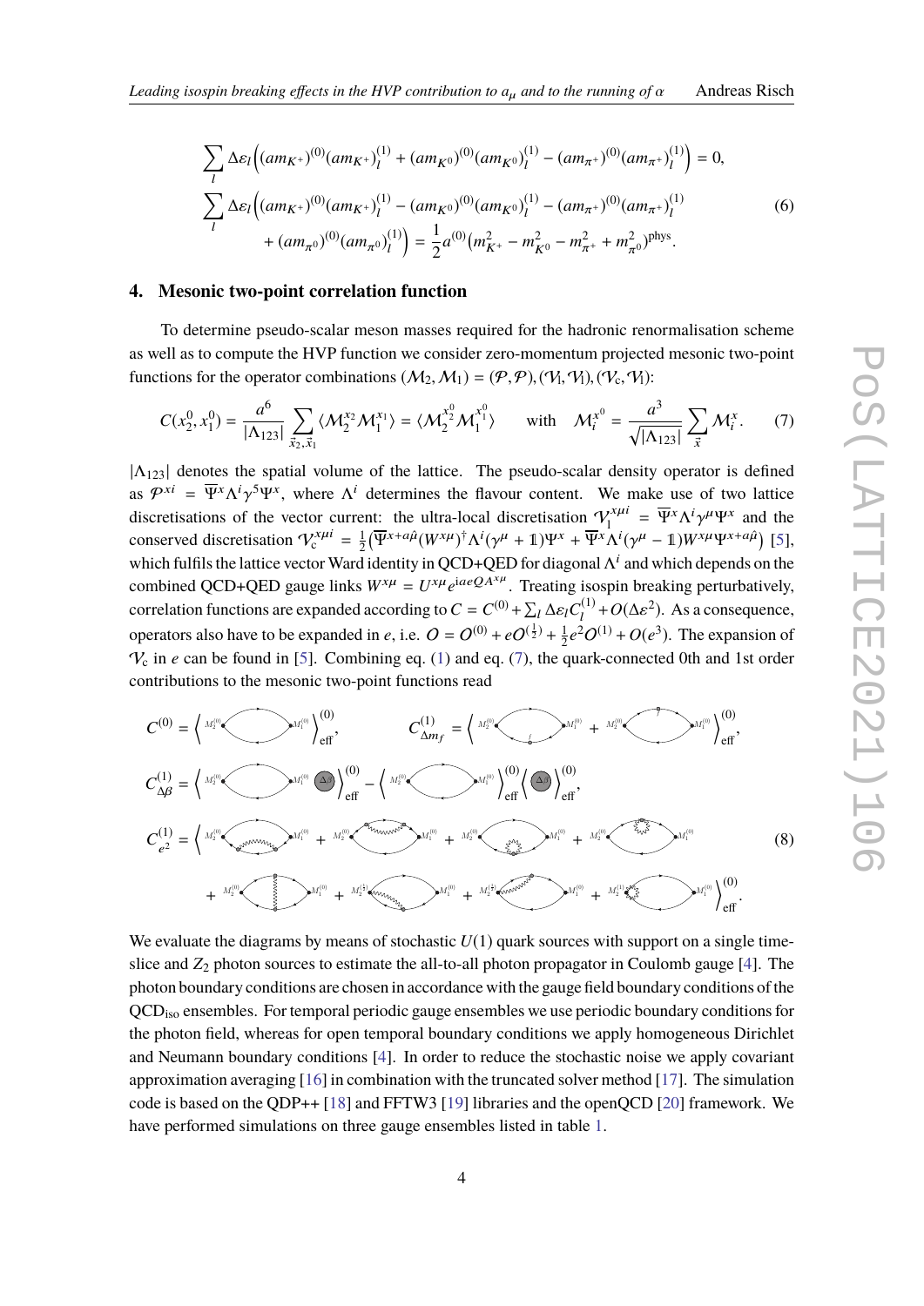$$
\begin{aligned}
&\sum_l \Delta\varepsilon_l \Big( (am_{K^+})^{(0)}(am_{K^+})^{(1)}_l + (am_{K^0})^{(0)}(am_{K^0})^{(1)}_l - (am_{\pi^+})^{(0)}(am_{\pi^+})^{(1)}_l \Big) = 0, \\
&\sum_l \Delta\varepsilon_l \Big( (am_{K^+})^{(0)}(am_{K^+})^{(1)}_l - (am_{K^0})^{(0)}(am_{K^0})^{(1)}_l - (am_{\pi^+})^{(0)}(am_{\pi^+})^{(1)}_l \\
&\qquad + (am_{\pi^0})^{(0)}(am_{\pi^0})^{(1)}_l \Big) = \frac{1}{2} a^{(0)} \big( m_{K^+}^2 - m_{K^0}^2 - m_{\pi^+}^2 + m_{\pi^0}^2 \big)^{\text{phys}}.
\end{aligned}
\tag{6}
$$

## 4. Mesonic two-point correlation function

To determine pseudo-scalar meson masses required for the hadronic renormalisation scheme as well as to compute the HVP function we consider zero-momentum projected mesonic two-point functions for the operator combinations $(\mathcal{M}_2, \mathcal{M}_1) = (\mathcal{P}, \mathcal{P}), (\mathcal{V}_l, \mathcal{V}_l), (\mathcal{V}_c, \mathcal{V}_l)$:

$$
C(x_2^0, x_1^0) = \frac{a^6}{|\Lambda_{123}|} \sum_{\vec{x}_2, \vec{x}_1} \langle \mathcal{M}_2^{x_2} \mathcal{M}_1^{x_1} \rangle = \langle \mathcal{M}_2^{x_2^0} \mathcal{M}_1^{x_1^0} \rangle \qquad \text{with} \quad \mathcal{M}_i^{x^0} = \frac{a^3}{\sqrt{|\Lambda_{123}|}} \sum_{\vec{x}} \mathcal{M}_i^x. \tag{7}
$$

$|\Lambda_{123}|$ denotes the spatial volume of the lattice. The pseudo-scalar density operator is defined as $\mathcal{P}^{xi} = \overline{\Psi}^x \Lambda^i \gamma^5 \Psi^x$, where $\Lambda^i$ determines the flavour content. We make use of two lattice discretisations of the vector current: the ultra-local discretisation $\mathcal{V}_l^{x\mu i} = \overline{\Psi}^x \Lambda^i \gamma^\mu \Psi^x$ and the conserved discretisation $\mathcal{V}_c^{x\mu i} = \frac{1}{2}\big(\overline{\Psi}^{x+a\hat{\mu}} (W^{x\mu})^\dagger \Lambda^i (\gamma^\mu + \mathbb{1}) \Psi^x + \overline{\Psi}^x \Lambda^i (\gamma^\mu - \mathbb{1}) W^{x\mu} \Psi^{x+a\hat{\mu}}\big)$ [5], which fulfils the lattice vector Ward identity in QCD+QED for diagonal $\Lambda^i$ and which depends on the combined QCD+QED gauge links $W^{x\mu} = U^{x\mu} e^{iaeQA^{x\mu}}$. Treating isospin breaking perturbatively, correlation functions are expanded according to $C = C^{(0)} + \sum_l \Delta\varepsilon_l C_l^{(1)} + O(\Delta\varepsilon^2)$. As a consequence, operators also have to be expanded in $e$, i.e. $O = O^{(0)} + eO^{(\frac{1}{2})} + \frac{1}{2}e^2 O^{(1)} + O(e^3)$. The expansion of $\mathcal{V}_c$ in $e$ can be found in [5]. Combining eq. (1) and eq. (7), the quark-connected 0th and 1st order contributions to the mesonic two-point functions read

$$
\begin{aligned}
C^{(0)} &= \Big\langle M_2^{(0)} \bigcirc M_1^{(0)} \Big\rangle^{(0)}_{\text{eff}}, \qquad C^{(1)}_{\Delta m_f} = \Big\langle M_2^{(0)} \bigcirc_f M_1^{(0)} + M_2^{(0)} \bigcirc^f M_1^{(0)} \Big\rangle^{(0)}_{\text{eff}}, \\
C^{(1)}_{\Delta\beta} &= \Big\langle M_2^{(0)} \bigcirc M_1^{(0)} \; \Delta\beta \Big\rangle^{(0)}_{\text{eff}} - \Big\langle M_2^{(0)} \bigcirc M_1^{(0)} \Big\rangle^{(0)}_{\text{eff}} \Big\langle \Delta\beta \Big\rangle^{(0)}_{\text{eff}}, \\
C^{(1)}_{e^2} &= \Big\langle \text{(photon-exchange and self-energy diagrams with } M_2^{(0)}, M_1^{(0)}, M_2^{(\frac{1}{2})}, M_2^{(1)}) \Big\rangle^{(0)}_{\text{eff}}.
\end{aligned}
\tag{8}
$$

We evaluate the diagrams by means of stochastic $U(1)$ quark sources with support on a single time-slice and $Z_2$ photon sources to estimate the all-to-all photon propagator in Coulomb gauge [4]. The photon boundary conditions are chosen in accordance with the gauge field boundary conditions of the QCD$_\text{iso}$ ensembles. For temporal periodic gauge ensembles we use periodic boundary conditions for the photon field, whereas for open temporal boundary conditions we apply homogeneous Dirichlet and Neumann boundary conditions [4]. In order to reduce the stochastic noise we apply covariant approximation averaging [16] in combination with the truncated solver method [17]. The simulation code is based on the QDP++ [18] and FFTW3 [19] libraries and the openQCD [20] framework. We have performed simulations on three gauge ensembles listed in table 1.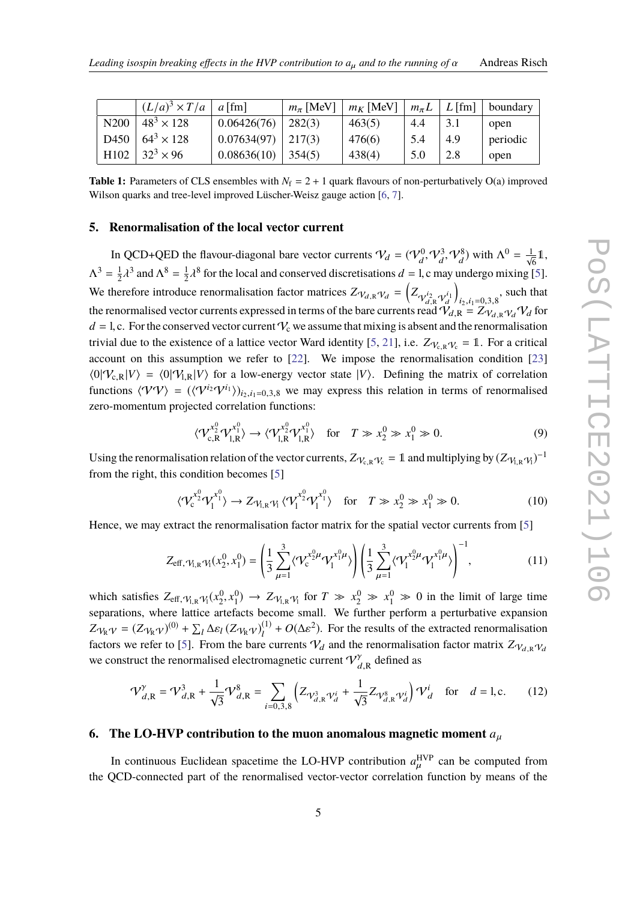|  | $(L/a)^3 \times T/a$ | $a$ [fm] | $m_\pi$ [MeV] | $m_K$ [MeV] | $m_\pi L$ | $L$ [fm] | boundary |
|---|---|---|---|---|---|---|---|
| N200 | $48^3 \times 128$ | 0.06426(76) | 282(3) | 463(5) | 4.4 | 3.1 | open |
| D450 | $64^3 \times 128$ | 0.07634(97) | 217(3) | 476(6) | 5.4 | 4.9 | periodic |
| H102 | $32^3 \times 96$ | 0.08636(10) | 354(5) | 438(4) | 5.0 | 2.8 | open |

**Table 1:** Parameters of CLS ensembles with $N_\mathrm{f} = 2 + 1$ quark flavours of non-perturbatively O(a) improved Wilson quarks and tree-level improved Lüscher-Weisz gauge action [6, 7].

## 5. Renormalisation of the local vector current

In QCD+QED the flavour-diagonal bare vector currents $\mathcal{V}_d = (\mathcal{V}_d^0, \mathcal{V}_d^3, \mathcal{V}_d^8)$ with $\Lambda^0 = \frac{1}{\sqrt{6}}\mathbb{1}$, $\Lambda^3 = \frac{1}{2}\lambda^3$ and $\Lambda^8 = \frac{1}{2}\lambda^8$ for the local and conserved discretisations $d = \mathrm{l}, \mathrm{c}$ may undergo mixing [5]. We therefore introduce renormalisation factor matrices $Z_{\mathcal{V}_{d,\mathrm{R}}\mathcal{V}_d} = \left(Z_{\mathcal{V}_{d,\mathrm{R}}^{i_2}\mathcal{V}_d^{i_1}}\right)_{i_2,i_1=0,3,8}$, such that the renormalised vector currents expressed in terms of the bare currents read $\mathcal{V}_{d,\mathrm{R}} = Z_{\mathcal{V}_{d,\mathrm{R}}\mathcal{V}_d}\mathcal{V}_d$ for $d = \mathrm{l}, \mathrm{c}$. For the conserved vector current $\mathcal{V}_\mathrm{c}$ we assume that mixing is absent and the renormalisation trivial due to the existence of a lattice vector Ward identity [5, 21], i.e. $Z_{\mathcal{V}_{\mathrm{c,R}}\mathcal{V}_\mathrm{c}} = \mathbb{1}$. For a critical account on this assumption we refer to [22]. We impose the renormalisation condition [23] $\langle 0|\mathcal{V}_{\mathrm{c,R}}|V\rangle = \langle 0|\mathcal{V}_{\mathrm{l,R}}|V\rangle$ for a low-energy vector state $|V\rangle$. Defining the matrix of correlation functions $\langle\mathcal{V}\mathcal{V}\rangle = (\langle\mathcal{V}^{i_2}\mathcal{V}^{i_1}\rangle)_{i_2,i_1=0,3,8}$ we may express this relation in terms of renormalised zero-momentum projected correlation functions:

$$\langle\mathcal{V}_{\mathrm{c,R}}^{x_2^0}\mathcal{V}_{\mathrm{l,R}}^{x_1^0}\rangle \to \langle\mathcal{V}_{\mathrm{l,R}}^{x_2^0}\mathcal{V}_{\mathrm{l,R}}^{x_1^0}\rangle \quad \text{for} \quad T \gg x_2^0 \gg x_1^0 \gg 0. \tag{9}$$

Using the renormalisation relation of the vector currents, $Z_{\mathcal{V}_{\mathrm{c,R}}\mathcal{V}_\mathrm{c}} = \mathbb{1}$ and multiplying by $(Z_{\mathcal{V}_{\mathrm{l,R}}\mathcal{V}_\mathrm{l}})^{-1}$ from the right, this condition becomes [5]

$$\langle\mathcal{V}_{\mathrm{c}}^{x_2^0}\mathcal{V}_{\mathrm{l}}^{x_1^0}\rangle \to Z_{\mathcal{V}_{\mathrm{l,R}}\mathcal{V}_\mathrm{l}}\langle\mathcal{V}_{\mathrm{l}}^{x_2^0}\mathcal{V}_{\mathrm{l}}^{x_1^0}\rangle \quad \text{for} \quad T \gg x_2^0 \gg x_1^0 \gg 0. \tag{10}$$

Hence, we may extract the renormalisation factor matrix for the spatial vector currents from [5]

$$Z_{\mathrm{eff},\mathcal{V}_{\mathrm{l,R}}\mathcal{V}_\mathrm{l}}(x_2^0, x_1^0) = \left(\frac{1}{3}\sum_{\mu=1}^{3}\langle\mathcal{V}_{\mathrm{c}}^{x_2^0\mu}\mathcal{V}_{\mathrm{l}}^{x_1^0\mu}\rangle\right)\left(\frac{1}{3}\sum_{\mu=1}^{3}\langle\mathcal{V}_{\mathrm{l}}^{x_2^0\mu}\mathcal{V}_{\mathrm{l}}^{x_1^0\mu}\rangle\right)^{-1}, \tag{11}$$

which satisfies $Z_{\mathrm{eff},\mathcal{V}_{\mathrm{l,R}}\mathcal{V}_\mathrm{l}}(x_2^0, x_1^0) \to Z_{\mathcal{V}_{\mathrm{l,R}}\mathcal{V}_\mathrm{l}}$ for $T \gg x_2^0 \gg x_1^0 \gg 0$ in the limit of large time separations, where lattice artefacts become small. We further perform a perturbative expansion $Z_{\mathcal{V}_\mathrm{R}\mathcal{V}} = (Z_{\mathcal{V}_\mathrm{R}\mathcal{V}})^{(0)} + \sum_l \Delta\varepsilon_l\,(Z_{\mathcal{V}_\mathrm{R}\mathcal{V}})_l^{(1)} + O(\Delta\varepsilon^2)$. For the results of the extracted renormalisation factors we refer to [5]. From the bare currents $\mathcal{V}_d$ and the renormalisation factor matrix $Z_{\mathcal{V}_{d,\mathrm{R}}\mathcal{V}_d}$ we construct the renormalised electromagnetic current $\mathcal{V}_{d,\mathrm{R}}^\gamma$ defined as

$$\mathcal{V}_{d,\mathrm{R}}^\gamma = \mathcal{V}_{d,\mathrm{R}}^3 + \frac{1}{\sqrt{3}}\mathcal{V}_{d,\mathrm{R}}^8 = \sum_{i=0,3,8}\left(Z_{\mathcal{V}_{d,\mathrm{R}}^3\mathcal{V}_d^i} + \frac{1}{\sqrt{3}}Z_{\mathcal{V}_{d,\mathrm{R}}^8\mathcal{V}_d^i}\right)\mathcal{V}_d^i \quad \text{for} \quad d = \mathrm{l}, \mathrm{c}. \tag{12}$$

## 6. The LO-HVP contribution to the muon anomalous magnetic moment $a_\mu$

In continuous Euclidean spacetime the LO-HVP contribution $a_\mu^{\mathrm{HVP}}$ can be computed from the QCD-connected part of the renormalised vector-vector correlation function by means of the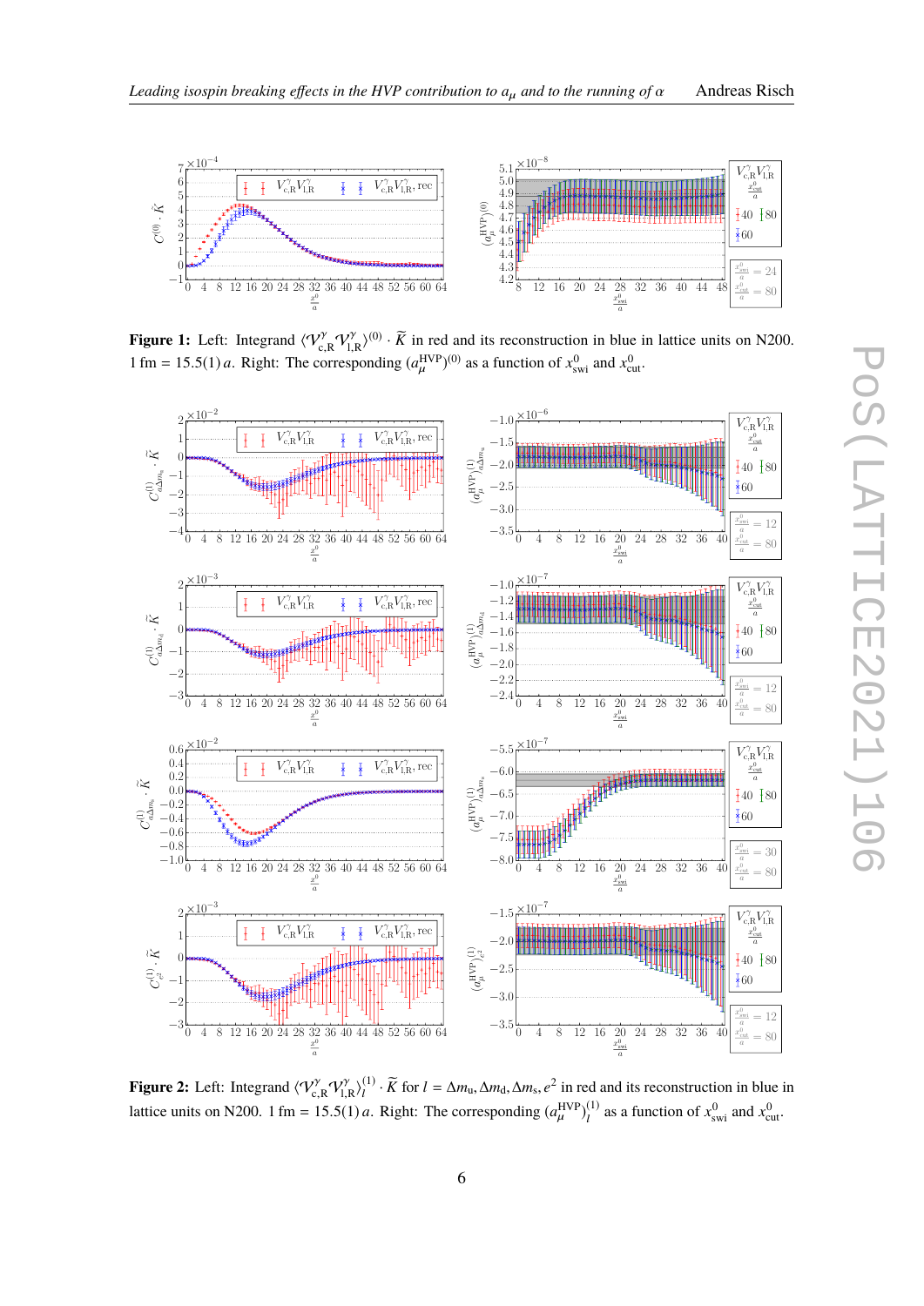**Figure 1:** Left: Integrand $\langle \mathcal{V}^{\gamma}_{\mathrm{c,R}} \mathcal{V}^{\gamma}_{\mathrm{l,R}} \rangle^{(0)} \cdot \widetilde{K}$ in red and its reconstruction in blue in lattice units on N200. 1 fm = 15.5(1) $a$. Right: The corresponding $(a_{\mu}^{\mathrm{HVP}})^{(0)}$ as a function of $x^0_{\mathrm{swi}}$ and $x^0_{\mathrm{cut}}$.

**Figure 2:** Left: Integrand $\langle \mathcal{V}^{\gamma}_{\mathrm{c,R}} \mathcal{V}^{\gamma}_{\mathrm{l,R}} \rangle^{(1)}_{l} \cdot \widetilde{K}$ for $l = \Delta m_{\mathrm{u}}, \Delta m_{\mathrm{d}}, \Delta m_{\mathrm{s}}, e^2$ in red and its reconstruction in blue in lattice units on N200. 1 fm = 15.5(1) $a$. Right: The corresponding $(a_{\mu}^{\mathrm{HVP}})^{(1)}_{l}$ as a function of $x^0_{\mathrm{swi}}$ and $x^0_{\mathrm{cut}}$.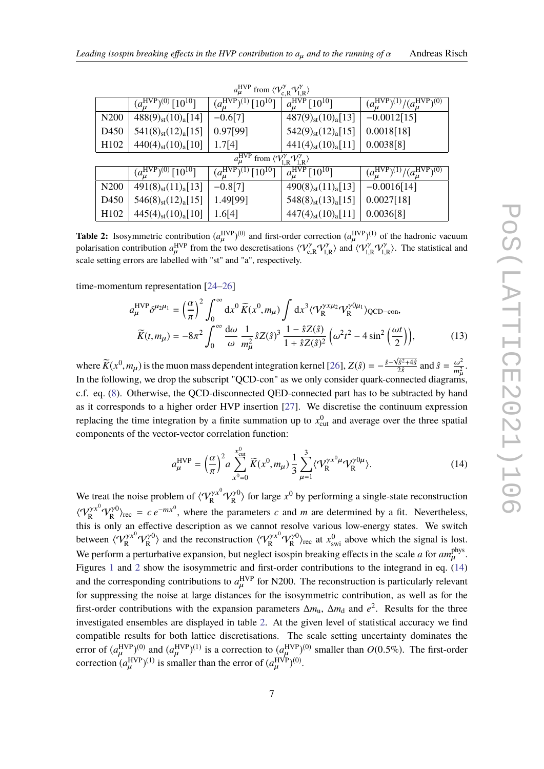| $a_\mu^{\rm HVP}$ from $\langle \mathcal{V}^\gamma_{\rm c,R}\mathcal{V}^\gamma_{\rm l,R}\rangle$ | | | | |
|---|---|---|---|---|
| | $(a_\mu^{\rm HVP})^{(0)}\,[10^{10}]$ | $(a_\mu^{\rm HVP})^{(1)}\,[10^{10}]$ | $a_\mu^{\rm HVP}\,[10^{10}]$ | $(a_\mu^{\rm HVP})^{(1)}/(a_\mu^{\rm HVP})^{(0)}$ |
| N200 | $488(9)_{\rm st}(10)_{\rm a}[14]$ | $-0.6[7]$ | $487(9)_{\rm st}(10)_{\rm a}[13]$ | $-0.0012[15]$ |
| D450 | $541(8)_{\rm st}(12)_{\rm a}[15]$ | $0.97[99]$ | $542(9)_{\rm st}(10)_{\rm a}[15]$ | $0.0018[18]$ |
| H102 | $440(4)_{\rm st}(10)_{\rm a}[10]$ | $1.7[4]$ | $441(4)_{\rm st}(10)_{\rm a}[11]$ | $0.0038[8]$ |
| $a_\mu^{\rm HVP}$ from $\langle \mathcal{V}^\gamma_{\rm l,R}\mathcal{V}^\gamma_{\rm l,R}\rangle$ | | | | |
| | $(a_\mu^{\rm HVP})^{(0)}\,[10^{10}]$ | $(a_\mu^{\rm HVP})^{(1)}\,[10^{10}]$ | $a_\mu^{\rm HVP}\,[10^{10}]$ | $(a_\mu^{\rm HVP})^{(1)}/(a_\mu^{\rm HVP})^{(0)}$ |
| N200 | $491(8)_{\rm st}(11)_{\rm a}[13]$ | $-0.8[7]$ | $490(8)_{\rm st}(11)_{\rm a}[13]$ | $-0.0016[14]$ |
| D450 | $546(8)_{\rm st}(12)_{\rm a}[15]$ | $1.49[99]$ | $548(8)_{\rm st}(13)_{\rm a}[15]$ | $0.0027[18]$ |
| H102 | $445(4)_{\rm st}(10)_{\rm a}[10]$ | $1.6[4]$ | $447(4)_{\rm st}(10)_{\rm a}[11]$ | $0.0036[8]$ |

**Table 2:** Isosymmetric contribution $(a_\mu^{\rm HVP})^{(0)}$ and first-order correction $(a_\mu^{\rm HVP})^{(1)}$ of the hadronic vacuum polarisation contribution $a_\mu^{\rm HVP}$ from the two descretisations $\langle \mathcal{V}^\gamma_{\rm c,R}\mathcal{V}^\gamma_{\rm l,R}\rangle$ and $\langle \mathcal{V}^\gamma_{\rm l,R}\mathcal{V}^\gamma_{\rm l,R}\rangle$. The statistical and scale setting errors are labelled with "st" and "a", respectively.

time-momentum representation [24–26]

$$
\begin{aligned}
a_\mu^{\rm HVP}\delta^{\mu_2\mu_1} &= \left(\frac{\alpha}{\pi}\right)^2\int_0^\infty {\rm d}x^0\,\widetilde{K}(x^0,m_\mu)\int {\rm d}x^3\langle \mathcal{V}_{\rm R}^{\gamma x\mu_2}\mathcal{V}_{\rm R}^{\gamma 0\mu_1}\rangle_{\rm QCD-con},\\
\widetilde{K}(t,m_\mu) &= -8\pi^2\int_0^\infty \frac{{\rm d}\omega}{\omega}\,\frac{1}{m_\mu^2}\,\hat{s}Z(\hat{s})^3\,\frac{1-\hat{s}Z(\hat{s})}{1+\hat{s}Z(\hat{s})^2}\left(\omega^2t^2-4\sin^2\left(\frac{\omega t}{2}\right)\right),
\end{aligned}
\tag{13}
$$

where $\widetilde{K}(x^0,m_\mu)$ is the muon mass dependent integration kernel [26], $Z(\hat{s}) = -\frac{\hat{s}-\sqrt{\hat{s}^2+4\hat{s}}}{2\hat{s}}$ and $\hat{s} = \frac{\omega^2}{m_\mu^2}$. In the following, we drop the subscript "QCD-con" as we only consider quark-connected diagrams, c.f. eq. (8). Otherwise, the QCD-disconnected QED-connected part has to be subtracted by hand as it corresponds to a higher order HVP insertion [27]. We discretise the continuum expression replacing the time integration by a finite summation up to $x^0_{\rm cut}$ and average over the three spatial components of the vector-vector correlation function:

$$
a_\mu^{\rm HVP} = \left(\frac{\alpha}{\pi}\right)^2 a\sum_{x^0=0}^{x^0_{\rm cut}}\widetilde{K}(x^0,m_\mu)\,\frac{1}{3}\sum_{\mu=1}^{3}\langle \mathcal{V}_{\rm R}^{\gamma x^0\mu}\mathcal{V}_{\rm R}^{\gamma 0\mu}\rangle. \tag{14}
$$

We treat the noise problem of $\langle \mathcal{V}_{\rm R}^{\gamma x^0}\mathcal{V}_{\rm R}^{\gamma 0}\rangle$ for large $x^0$ by performing a single-state reconstruction $\langle \mathcal{V}_{\rm R}^{\gamma x^0}\mathcal{V}_{\rm R}^{\gamma 0}\rangle_{\rm rec} = c\,e^{-mx^0}$, where the parameters $c$ and $m$ are determined by a fit. Nevertheless, this is only an effective description as we cannot resolve various low-energy states. We switch between $\langle \mathcal{V}_{\rm R}^{\gamma x^0}\mathcal{V}_{\rm R}^{\gamma 0}\rangle$ and the reconstruction $\langle \mathcal{V}_{\rm R}^{\gamma x^0}\mathcal{V}_{\rm R}^{\gamma 0}\rangle_{\rm rec}$ at $x^0_{\rm swi}$ above which the signal is lost. We perform a perturbative expansion, but neglect isospin breaking effects in the scale $a$ for $am_\mu^{\rm phys}$. Figures 1 and 2 show the isosymmetric and first-order contributions to the integrand in eq. (14) and the corresponding contributions to $a_\mu^{\rm HVP}$ for N200. The reconstruction is particularly relevant for suppressing the noise at large distances for the isosymmetric contribution, as well as for the first-order contributions with the expansion parameters $\Delta m_{\rm u}$, $\Delta m_{\rm d}$ and $e^2$. Results for the three investigated ensembles are displayed in table 2. At the given level of statistical accuracy we find compatible results for both lattice discretisations. The scale setting uncertainty dominates the error of $(a_\mu^{\rm HVP})^{(0)}$ and $(a_\mu^{\rm HVP})^{(1)}$ is a correction to $(a_\mu^{\rm HVP})^{(0)}$ smaller than $O(0.5\%)$. The first-order correction $(a_\mu^{\rm HVP})^{(1)}$ is smaller than the error of $(a_\mu^{\rm HVP})^{(0)}$.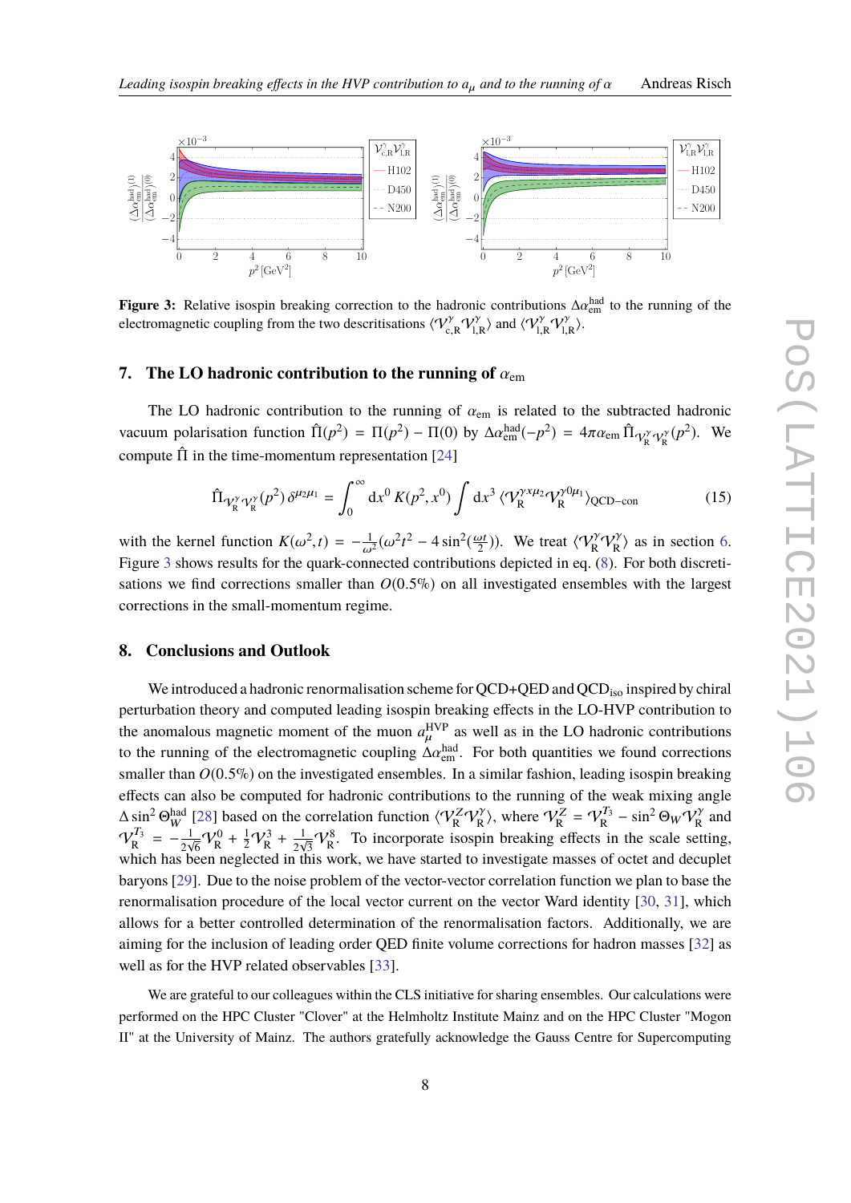**Figure 3:** Relative isospin breaking correction to the hadronic contributions $\Delta\alpha_{\mathrm{em}}^{\mathrm{had}}$ to the running of the electromagnetic coupling from the two descritisations $\langle \mathcal{V}_{\mathrm{c,R}}^{\gamma}\mathcal{V}_{\mathrm{l,R}}^{\gamma}\rangle$ and $\langle \mathcal{V}_{\mathrm{l,R}}^{\gamma}\mathcal{V}_{\mathrm{l,R}}^{\gamma}\rangle$.

## 7. The LO hadronic contribution to the running of $\alpha_{\mathrm{em}}$

The LO hadronic contribution to the running of $\alpha_{\mathrm{em}}$ is related to the subtracted hadronic vacuum polarisation function $\hat{\Pi}(p^2) = \Pi(p^2) - \Pi(0)$ by $\Delta\alpha_{\mathrm{em}}^{\mathrm{had}}(-p^2) = 4\pi\alpha_{\mathrm{em}}\,\hat{\Pi}_{\mathcal{V}_{\mathrm{R}}^{\gamma}\mathcal{V}_{\mathrm{R}}^{\gamma}}(p^2)$. We compute $\hat{\Pi}$ in the time-momentum representation [24]

$$\hat{\Pi}_{\mathcal{V}_{\mathrm{R}}^{\gamma}\mathcal{V}_{\mathrm{R}}^{\gamma}}(p^2)\,\delta^{\mu_2\mu_1} = \int_0^{\infty} \mathrm{d}x^0\, K(p^2,x^0) \int \mathrm{d}x^3\, \langle \mathcal{V}_{\mathrm{R}}^{\gamma x\mu_2}\mathcal{V}_{\mathrm{R}}^{\gamma 0\mu_1}\rangle_{\mathrm{QCD-con}} \tag{15}$$

with the kernel function $K(\omega^2,t) = -\frac{1}{\omega^2}(\omega^2 t^2 - 4\sin^2(\frac{\omega t}{2}))$. We treat $\langle \mathcal{V}_{\mathrm{R}}^{\gamma}\mathcal{V}_{\mathrm{R}}^{\gamma}\rangle$ as in section 6. Figure 3 shows results for the quark-connected contributions depicted in eq. (8). For both discretisations we find corrections smaller than $O(0.5\%)$ on all investigated ensembles with the largest corrections in the small-momentum regime.

## 8. Conclusions and Outlook

We introduced a hadronic renormalisation scheme for QCD+QED and QCD$_{\mathrm{iso}}$ inspired by chiral perturbation theory and computed leading isospin breaking effects in the LO-HVP contribution to the anomalous magnetic moment of the muon $a_\mu^{\mathrm{HVP}}$ as well as in the LO hadronic contributions to the running of the electromagnetic coupling $\Delta\alpha_{\mathrm{em}}^{\mathrm{had}}$. For both quantities we found corrections smaller than $O(0.5\%)$ on the investigated ensembles. In a similar fashion, leading isospin breaking effects can also be computed for hadronic contributions to the running of the weak mixing angle $\Delta\sin^2\Theta_W^{\mathrm{had}}$ [28] based on the correlation function $\langle \mathcal{V}_{\mathrm{R}}^{Z}\mathcal{V}_{\mathrm{R}}^{\gamma}\rangle$, where $\mathcal{V}_{\mathrm{R}}^{Z} = \mathcal{V}_{\mathrm{R}}^{T_3} - \sin^2\Theta_W\mathcal{V}_{\mathrm{R}}^{\gamma}$ and $\mathcal{V}_{\mathrm{R}}^{T_3} = -\frac{1}{2\sqrt{6}}\mathcal{V}_{\mathrm{R}}^{0} + \frac{1}{2}\mathcal{V}_{\mathrm{R}}^{3} + \frac{1}{2\sqrt{3}}\mathcal{V}_{\mathrm{R}}^{8}$. To incorporate isospin breaking effects in the scale setting, which has been neglected in this work, we have started to investigate masses of octet and decuplet baryons [29]. Due to the noise problem of the vector-vector correlation function we plan to base the renormalisation procedure of the local vector current on the vector Ward identity [30, 31], which allows for a better controlled determination of the renormalisation factors. Additionally, we are aiming for the inclusion of leading order QED finite volume corrections for hadron masses [32] as well as for the HVP related observables [33].

We are grateful to our colleagues within the CLS initiative for sharing ensembles. Our calculations were performed on the HPC Cluster "Clover" at the Helmholtz Institute Mainz and on the HPC Cluster "Mogon II" at the University of Mainz. The authors gratefully acknowledge the Gauss Centre for Supercomputing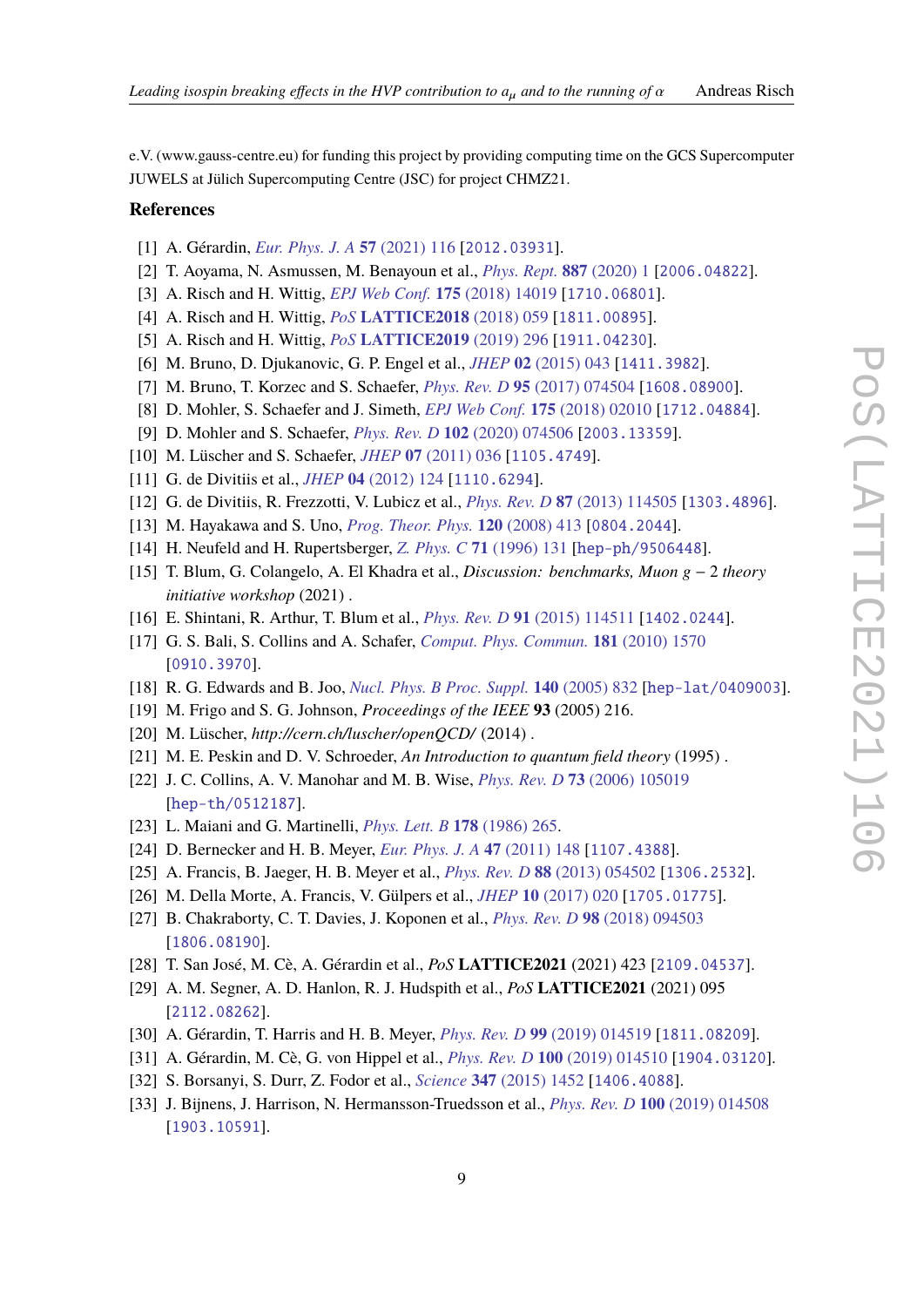e.V. (www.gauss-centre.eu) for funding this project by providing computing time on the GCS Supercomputer JUWELS at Jülich Supercomputing Centre (JSC) for project CHMZ21.

## References

[1] A. Gérardin, *Eur. Phys. J. A* **57** (2021) 116 [2012.03931].

[2] T. Aoyama, N. Asmussen, M. Benayoun et al., *Phys. Rept.* **887** (2020) 1 [2006.04822].

[3] A. Risch and H. Wittig, *EPJ Web Conf.* **175** (2018) 14019 [1710.06801].

[4] A. Risch and H. Wittig, *PoS* **LATTICE2018** (2018) 059 [1811.00895].

[5] A. Risch and H. Wittig, *PoS* **LATTICE2019** (2019) 296 [1911.04230].

[6] M. Bruno, D. Djukanovic, G. P. Engel et al., *JHEP* **02** (2015) 043 [1411.3982].

[7] M. Bruno, T. Korzec and S. Schaefer, *Phys. Rev. D* **95** (2017) 074504 [1608.08900].

[8] D. Mohler, S. Schaefer and J. Simeth, *EPJ Web Conf.* **175** (2018) 02010 [1712.04884].

[9] D. Mohler and S. Schaefer, *Phys. Rev. D* **102** (2020) 074506 [2003.13359].

[10] M. Lüscher and S. Schaefer, *JHEP* **07** (2011) 036 [1105.4749].

[11] G. de Divitiis et al., *JHEP* **04** (2012) 124 [1110.6294].

[12] G. de Divitiis, R. Frezzotti, V. Lubicz et al., *Phys. Rev. D* **87** (2013) 114505 [1303.4896].

[13] M. Hayakawa and S. Uno, *Prog. Theor. Phys.* **120** (2008) 413 [0804.2044].

[14] H. Neufeld and H. Rupertsberger, *Z. Phys. C* **71** (1996) 131 [hep-ph/9506448].

[15] T. Blum, G. Colangelo, A. El Khadra et al., *Discussion: benchmarks, Muon $g-2$ theory initiative workshop* (2021) .

[16] E. Shintani, R. Arthur, T. Blum et al., *Phys. Rev. D* **91** (2015) 114511 [1402.0244].

[17] G. S. Bali, S. Collins and A. Schafer, *Comput. Phys. Commun.* **181** (2010) 1570 [0910.3970].

[18] R. G. Edwards and B. Joo, *Nucl. Phys. B Proc. Suppl.* **140** (2005) 832 [hep-lat/0409003].

[19] M. Frigo and S. G. Johnson, *Proceedings of the IEEE* **93** (2005) 216.

[20] M. Lüscher, *http://cern.ch/luscher/openQCD/* (2014) .

[21] M. E. Peskin and D. V. Schroeder, *An Introduction to quantum field theory* (1995) .

[22] J. C. Collins, A. V. Manohar and M. B. Wise, *Phys. Rev. D* **73** (2006) 105019 [hep-th/0512187].

[23] L. Maiani and G. Martinelli, *Phys. Lett. B* **178** (1986) 265.

[24] D. Bernecker and H. B. Meyer, *Eur. Phys. J. A* **47** (2011) 148 [1107.4388].

[25] A. Francis, B. Jaeger, H. B. Meyer et al., *Phys. Rev. D* **88** (2013) 054502 [1306.2532].

[26] M. Della Morte, A. Francis, V. Gülpers et al., *JHEP* **10** (2017) 020 [1705.01775].

[27] B. Chakraborty, C. T. Davies, J. Koponen et al., *Phys. Rev. D* **98** (2018) 094503 [1806.08190].

[28] T. San José, M. Cè, A. Gérardin et al., *PoS* **LATTICE2021** (2021) 423 [2109.04537].

[29] A. M. Segner, A. D. Hanlon, R. J. Hudspith et al., *PoS* **LATTICE2021** (2021) 095 [2112.08262].

[30] A. Gérardin, T. Harris and H. B. Meyer, *Phys. Rev. D* **99** (2019) 014519 [1811.08209].

[31] A. Gérardin, M. Cè, G. von Hippel et al., *Phys. Rev. D* **100** (2019) 014510 [1904.03120].

[32] S. Borsanyi, S. Durr, Z. Fodor et al., *Science* **347** (2015) 1452 [1406.4088].

[33] J. Bijnens, J. Harrison, N. Hermansson-Truedsson et al., *Phys. Rev. D* **100** (2019) 014508 [1903.10591].